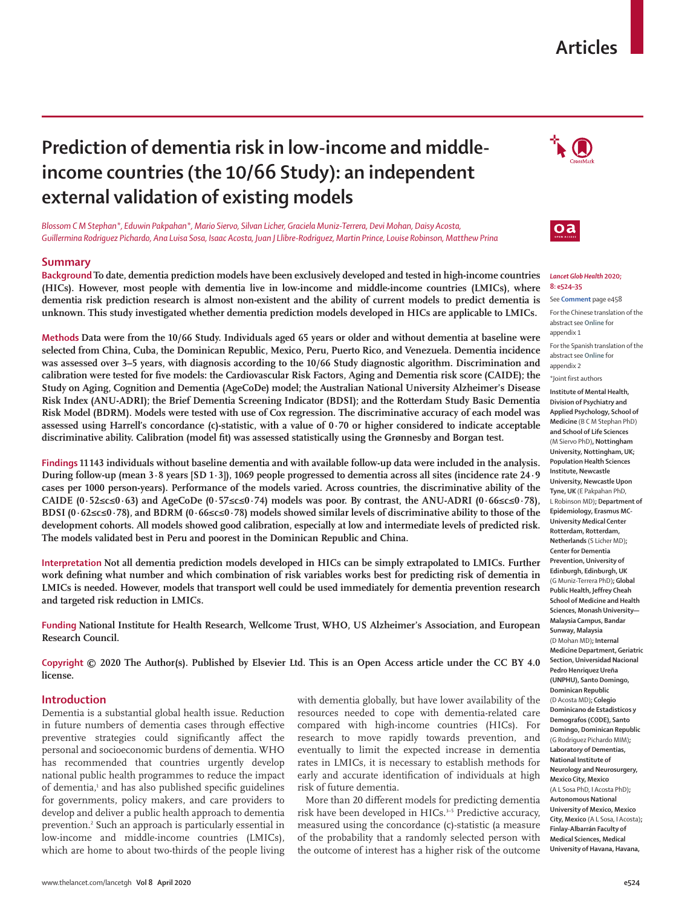# Prediction of dementia risk in low-income and middle-income countries (the 10/66 Study): an independent external validation of existing models

*Blossom C M Stephan\*, Eduwin Pakpahan\*, Mario Siervo, Silvan Licher, Graciela Muniz-Terrera, Devi Mohan, Daisy Acosta, Guillermina Rodriguez Pichardo, Ana Luisa Sosa, Isaac Acosta, Juan J Llibre-Rodriguez, Martin Prince, Louise Robinson, Matthew Prina*

## Summary

**Background** To date, dementia prediction models have been exclusively developed and tested in high-income countries (HICs). However, most people with dementia live in low-income and middle-income countries (LMICs), where dementia risk prediction research is almost non-existent and the ability of current models to predict dementia is unknown. This study investigated whether dementia prediction models developed in HICs are applicable to LMICs.

**Methods** Data were from the 10/66 Study. Individuals aged 65 years or older and without dementia at baseline were selected from China, Cuba, the Dominican Republic, Mexico, Peru, Puerto Rico, and Venezuela. Dementia incidence was assessed over 3–5 years, with diagnosis according to the 10/66 Study diagnostic algorithm. Discrimination and calibration were tested for five models: the Cardiovascular Risk Factors, Aging and Dementia risk score (CAIDE); the Study on Aging, Cognition and Dementia (AgeCoDe) model; the Australian National University Alzheimer's Disease Risk Index (ANU-ADRI); the Brief Dementia Screening Indicator (BDSI); and the Rotterdam Study Basic Dementia Risk Model (BDRM). Models were tested with use of Cox regression. The discriminative accuracy of each model was assessed using Harrell's concordance (c)-statistic, with a value of 0·70 or higher considered to indicate acceptable discriminative ability. Calibration (model fit) was assessed statistically using the Grønnesby and Borgan test.

**Findings** 11 143 individuals without baseline dementia and with available follow-up data were included in the analysis. During follow-up (mean 3·8 years [SD 1·3]), 1069 people progressed to dementia across all sites (incidence rate 24·9 cases per 1000 person-years). Performance of the models varied. Across countries, the discriminative ability of the CAIDE (0·52≤c≤0·63) and AgeCoDe (0·57≤c≤0·74) models was poor. By contrast, the ANU-ADRI (0·66≤c≤0·78), BDSI (0·62≤c≤0·78), and BDRM (0·66≤c≤0·78) models showed similar levels of discriminative ability to those of the development cohorts. All models showed good calibration, especially at low and intermediate levels of predicted risk. The models validated best in Peru and poorest in the Dominican Republic and China.

**Interpretation** Not all dementia prediction models developed in HICs can be simply extrapolated to LMICs. Further work defining what number and which combination of risk variables works best for predicting risk of dementia in LMICs is needed. However, models that transport well could be used immediately for dementia prevention research and targeted risk reduction in LMICs.

**Funding** National Institute for Health Research, Wellcome Trust, WHO, US Alzheimer's Association, and European Research Council.

**Copyright** © 2020 The Author(s). Published by Elsevier Ltd. This is an Open Access article under the CC BY 4.0 license.

*Lancet Glob Health* 2020; 8: e524–35

See **Comment** page e458

For the Chinese translation of the abstract see **Online** for appendix 1

For the Spanish translation of the abstract see **Online** for appendix 2

\*Joint first authors

**Institute of Mental Health, Division of Psychiatry and Applied Psychology, School of Medicine** (B C M Stephan PhD) **and School of Life Sciences** (M Siervo PhD)**, Nottingham University, Nottingham, UK; Population Health Sciences Institute, Newcastle University, Newcastle Upon Tyne, UK** (E Pakpahan PhD, L Robinson MD)**; Department of Epidemiology, Erasmus MC-University Medical Center Rotterdam, Rotterdam, Netherlands** (S Licher MD)**; Center for Dementia Prevention, University of Edinburgh, Edinburgh, UK** (G Muniz-Terrera PhD)**; Global Public Health, Jeffrey Cheah School of Medicine and Health Sciences, Monash University—Malaysia Campus, Bandar Sunway, Malaysia** (D Mohan MD)**; Internal Medicine Department, Geriatric Section, Universidad Nacional Pedro Henriquez Ureña (UNPHU), Santo Domingo, Dominican Republic** (D Acosta MD)**; Colegio Dominicano de Estadisticos y Demografos (CODE), Santo Domingo, Dominican Republic** (G Rodriguez Pichardo MIM)**; Laboratory of Dementias, National Institute of Neurology and Neurosurgery, Mexico City, Mexico** (A L Sosa PhD, I Acosta PhD)**; Autonomous National University of Mexico, Mexico City, Mexico** (A L Sosa, I Acosta)**; Finlay-Albarrán Faculty of Medical Sciences, Medical University of Havana, Havana,**

## Introduction

Dementia is a substantial global health issue. Reduction in future numbers of dementia cases through effective preventive strategies could significantly affect the personal and socioeconomic burdens of dementia. WHO has recommended that countries urgently develop national public health programmes to reduce the impact of dementia,[1] and has also published specific guidelines for governments, policy makers, and care providers to develop and deliver a public health approach to dementia prevention.[2] Such an approach is particularly essential in low-income and middle-income countries (LMICs), which are home to about two-thirds of the people living with dementia globally, but have lower availability of the resources needed to cope with dementia-related care compared with high-income countries (HICs). For research to move rapidly towards prevention, and eventually to limit the expected increase in dementia rates in LMICs, it is necessary to establish methods for early and accurate identification of individuals at high risk of future dementia.

More than 20 different models for predicting dementia risk have been developed in HICs.[3–5] Predictive accuracy, measured using the concordance (c)-statistic (a measure of the probability that a randomly selected person with the outcome of interest has a higher risk of the outcome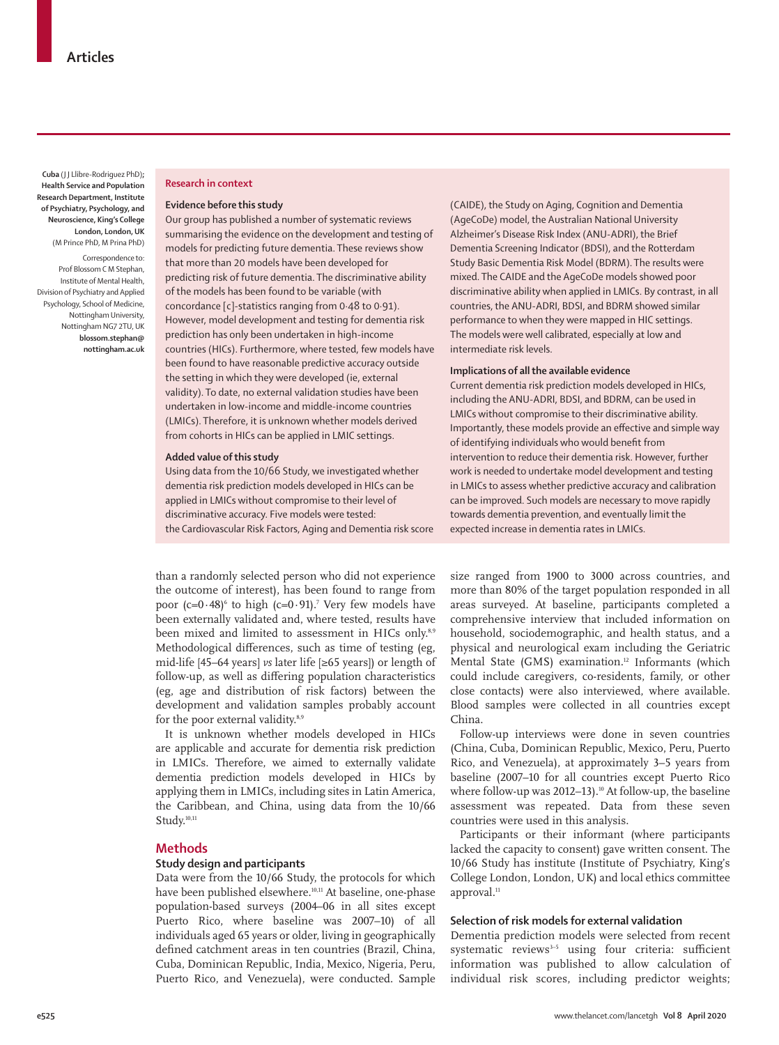**Cuba** (J J Llibre-Rodriguez PhD)**; Health Service and Population Research Department, Institute of Psychiatry, Psychology, and Neuroscience, King's College London, London, UK** (M Prince PhD, M Prina PhD)

Correspondence to: Prof Blossom C M Stephan, Institute of Mental Health, Division of Psychiatry and Applied Psychology, School of Medicine, Nottingham University, Nottingham NG7 2TU, UK **blossom.stephan@nottingham.ac.uk**

## Research in context

### Evidence before this study

Our group has published a number of systematic reviews summarising the evidence on the development and testing of models for predicting future dementia. These reviews show that more than 20 models have been developed for predicting risk of future dementia. The discriminative ability of the models has been found to be variable (with concordance [c]-statistics ranging from 0·48 to 0·91). However, model development and testing for dementia risk prediction has only been undertaken in high-income countries (HICs). Furthermore, where tested, few models have been found to have reasonable predictive accuracy outside the setting in which they were developed (ie, external validity). To date, no external validation studies have been undertaken in low-income and middle-income countries (LMICs). Therefore, it is unknown whether models derived from cohorts in HICs can be applied in LMIC settings.

### Added value of this study

Using data from the 10/66 Study, we investigated whether dementia risk prediction models developed in HICs can be applied in LMICs without compromise to their level of discriminative accuracy. Five models were tested: the Cardiovascular Risk Factors, Aging and Dementia risk score (CAIDE), the Study on Aging, Cognition and Dementia (AgeCoDe) model, the Australian National University Alzheimer's Disease Risk Index (ANU-ADRI), the Brief Dementia Screening Indicator (BDSI), and the Rotterdam Study Basic Dementia Risk Model (BDRM). The results were mixed. The CAIDE and the AgeCoDe models showed poor discriminative ability when applied in LMICs. By contrast, in all countries, the ANU-ADRI, BDSI, and BDRM showed similar performance to when they were mapped in HIC settings. The models were well calibrated, especially at low and intermediate risk levels.

### Implications of all the available evidence

Current dementia risk prediction models developed in HICs, including the ANU-ADRI, BDSI, and BDRM, can be used in LMICs without compromise to their discriminative ability. Importantly, these models provide an effective and simple way of identifying individuals who would benefit from intervention to reduce their dementia risk. However, further work is needed to undertake model development and testing in LMICs to assess whether predictive accuracy and calibration can be improved. Such models are necessary to move rapidly towards dementia prevention, and eventually limit the expected increase in dementia rates in LMICs.

than a randomly selected person who did not experience the outcome of interest), has been found to range from poor (c=0·48)[6] to high (c=0·91).[7] Very few models have been externally validated and, where tested, results have been mixed and limited to assessment in HICs only.[8,9] Methodological differences, such as time of testing (eg, mid-life [45–64 years] *vs* later life [≥65 years]) or length of follow-up, as well as differing population characteristics (eg, age and distribution of risk factors) between the development and validation samples probably account for the poor external validity.[8,9]

It is unknown whether models developed in HICs are applicable and accurate for dementia risk prediction in LMICs. Therefore, we aimed to externally validate dementia prediction models developed in HICs by applying them in LMICs, including sites in Latin America, the Caribbean, and China, using data from the 10/66 Study.[10,11]

## Methods

### Study design and participants

Data were from the 10/66 Study, the protocols for which have been published elsewhere.[10,11] At baseline, one-phase population-based surveys (2004–06 in all sites except Puerto Rico, where baseline was 2007–10) of all individuals aged 65 years or older, living in geographically defined catchment areas in ten countries (Brazil, China, Cuba, Dominican Republic, India, Mexico, Nigeria, Peru, Puerto Rico, and Venezuela), were conducted. Sample size ranged from 1900 to 3000 across countries, and more than 80% of the target population responded in all areas surveyed. At baseline, participants completed a comprehensive interview that included information on household, sociodemographic, and health status, and a physical and neurological exam including the Geriatric Mental State (GMS) examination.[12] Informants (which could include caregivers, co-residents, family, or other close contacts) were also interviewed, where available. Blood samples were collected in all countries except China.

Follow-up interviews were done in seven countries (China, Cuba, Dominican Republic, Mexico, Peru, Puerto Rico, and Venezuela), at approximately 3–5 years from baseline (2007–10 for all countries except Puerto Rico where follow-up was 2012–13).[10] At follow-up, the baseline assessment was repeated. Data from these seven countries were used in this analysis.

Participants or their informant (where participants lacked the capacity to consent) gave written consent. The 10/66 Study has institute (Institute of Psychiatry, King's College London, London, UK) and local ethics committee approval.[11]

### Selection of risk models for external validation

Dementia prediction models were selected from recent systematic reviews[3–5] using four criteria: sufficient information was published to allow calculation of individual risk scores, including predictor weights;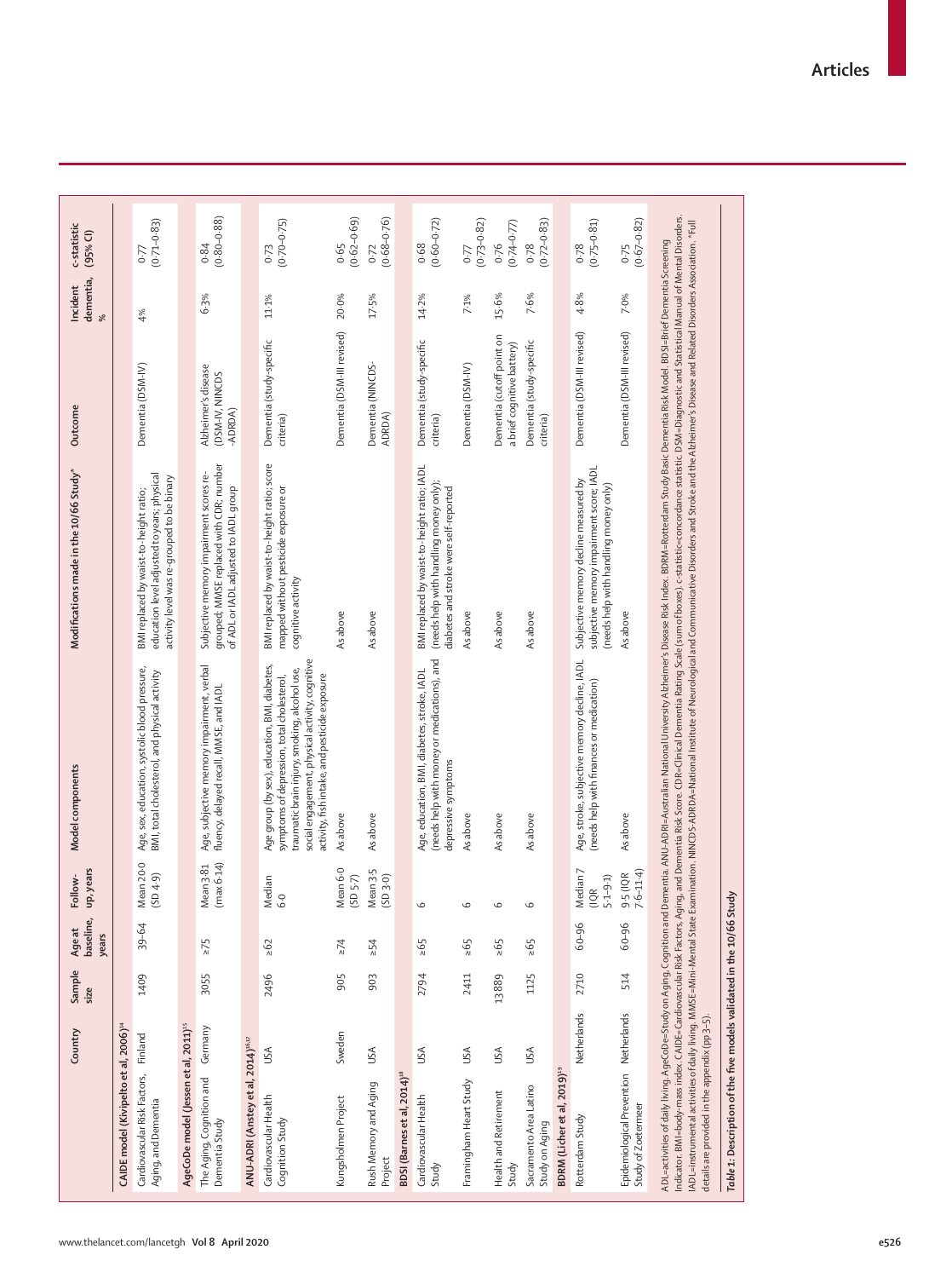| | Country | Sample size | Age at baseline, years | Follow-up, years | Model components | Modifications made in the 10/66 Study* | Outcome | Incident dementia, % | c-statistic (95% CI) |
|---|---|---|---|---|---|---|---|---|---|
| **CAIDE model (Kivipelto et al, 2006)[14]** | | | | | | | | | |
| Cardiovascular Risk Factors, Aging, and Dementia | Finland | 1409 | 39–64 | Mean 20·0 (SD 4·9) | Age, sex, education, systolic blood pressure, BMI, total cholesterol, and physical activity | BMI replaced by waist-to-height ratio; education level adjusted to years; physical activity level was re-grouped to be binary | Dementia (DSM-IV) | 4% | 0·77 (0·71–0·83) |
| **AgeCoDe model (Jessen et al, 2011)[15]** | | | | | | | | | |
| The Aging, Cognition and Dementia Study | Germany | 3055 | ≥75 | Mean 3·81 (max 6·14) | Age, subjective memory impairment, verbal fluency, delayed recall, MMSE, and IADL | Subjective memory impairment scores re-grouped; MMSE replaced with CDR; number of ADL or IADL adjusted to IADL group | Alzheimer's disease (DSM-IV, NINCDS-ADRDA) | 6·3% | 0·84 (0·80–0·88) |
| **ANU-ADRI (Anstey et al, 2014)[16,17]** | | | | | | | | | |
| Cardiovascular Health Cognition Study | USA | 2496 | ≥62 | Median 6·0 | Age group (by sex), education, BMI, diabetes, symptoms of depression, total cholesterol, traumatic brain injury, smoking, alcohol use, social engagement, physical activity, cognitive activity, fish intake, and pesticide exposure | BMI replaced by waist-to-height ratio; score mapped without pesticide exposure or cognitive activity | Dementia (study-specific criteria) | 11·1% | 0·73 (0·70–0·75) |
| Kungsholmen Project | Sweden | 905 | ≥74 | Mean 6·0 (SD 5·7) | As above | As above | Dementia (DSM-III revised) | 20·0% | 0·65 (0·62–0·69) |
| Rush Memory and Aging Project | USA | 903 | ≥54 | Mean 3·5 (SD 3·0) | As above | As above | Dementia (NINCDS-ADRDA) | 17·5% | 0·72 (0·68–0·76) |
| **BDSI (Barnes et al, 2014)[18]** | | | | | | | | | |
| Cardiovascular Health Study | USA | 2794 | ≥65 | 6 | Age, education, BMI, diabetes, stroke, IADL (needs help with money or medications), and depressive symptoms | BMI replaced by waist-to-height ratio; IADL (needs help with handling money only); diabetes and stroke were self-reported | Dementia (study-specific criteria) | 14·2% | 0·68 (0·60–0·72) |
| Framingham Heart Study | USA | 2411 | ≥65 | 6 | As above | As above | Dementia (DSM-IV) | 7·1% | 0·77 (0·73–0·82) |
| Health and Retirement Study | USA | 13 889 | ≥65 | 6 | As above | As above | Dementia (cutoff point on a brief cognitive battery) | 15·6% | 0·76 (0·74–0·77) |
| Sacramento Area Latino Study on Aging | USA | 1125 | ≥65 | 6 | As above | As above | Dementia (study-specific criteria) | 7·6% | 0·78 (0·72–0·83) |
| **BDRM (Licher et al, 2019)[19]** | | | | | | | | | |
| Rotterdam Study | Netherlands | 2710 | 60–96 | Median 7 (IQR 5·1–9·1) | Age, stroke, subjective memory decline, IADL (needs help with finances or medication) | Subjective memory decline measured by subjective memory impairment score; IADL (needs help with handling money only) | Dementia (DSM-III revised) | 4·8% | 0·78 (0·75–0·81) |
| Epidemiological Prevention Study of Zoetermeer | Netherlands | 514 | 60–96 | 9·5 (IQR 7·6–11·4) | As above | As above | Dementia (DSM-III revised) | 7·0% | 0·75 (0·67–0·82) |

ADL=activities of daily living. AgeCoDe=Study on Aging, Cognition and Dementia. ANU-ADRI=Australian National University Alzheimer's Disease Risk Index. BDRM=Rotterdam Study Basic Dementia Risk Model. BDSI=Brief Dementia Screening Indicator. BMI=body-mass index. CAIDE=Cardiovascular Risk Factors, Aging, and Dementia Risk Score. CDR=Clinical Dementia Rating Scale (sum of boxes). c-statistic=concordance statistic. DSM=Diagnostic and Statistical Manual of Mental Disorders. IADL=instrumental activities of daily living. MMSE=Mini-Mental State Examination. NINCDS-ADRDA=National Institute of Neurological and Communicative Disorders and Stroke and the Alzheimer's Disease and Related Disorders Association. *Full details are provided in the appendix (pp 3–5).

*Table 1: Description of the five models validated in the 10/66 Study*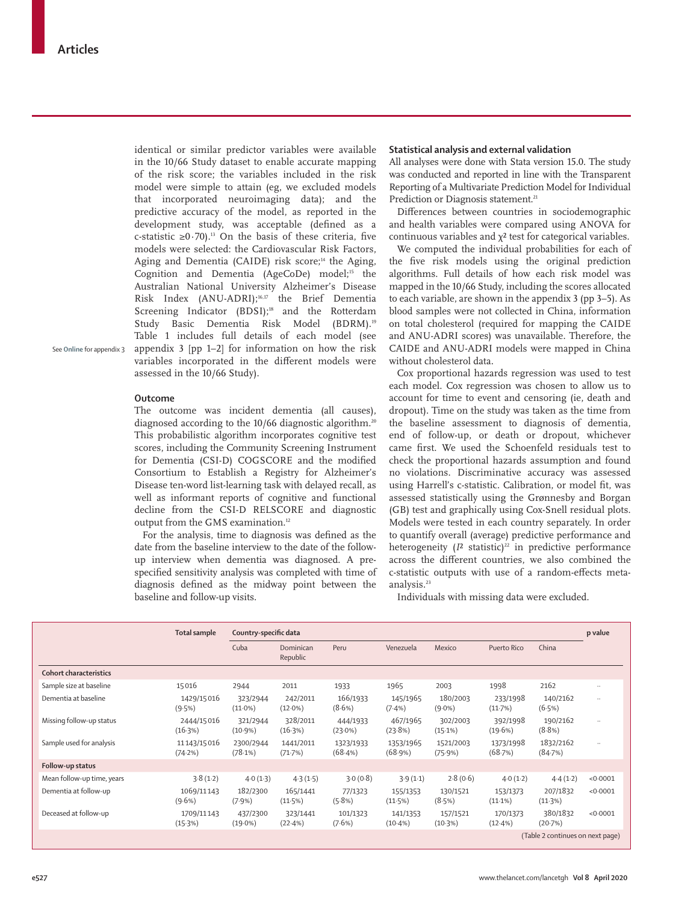identical or similar predictor variables were available in the 10/66 Study dataset to enable accurate mapping of the risk score; the variables included in the risk model were simple to attain (eg, we excluded models that incorporated neuroimaging data); and the predictive accuracy of the model, as reported in the development study, was acceptable (defined as a c-statistic ≥0·70).[13] On the basis of these criteria, five models were selected: the Cardiovascular Risk Factors, Aging and Dementia (CAIDE) risk score;[14] the Aging, Cognition and Dementia (AgeCoDe) model;[15] the Australian National University Alzheimer's Disease Risk Index (ANU-ADRI);[16,17] the Brief Dementia Screening Indicator (BDSI);[18] and the Rotterdam Study Basic Dementia Risk Model (BDRM).[19] Table 1 includes full details of each model (see appendix 3 [pp 1–2] for information on how the risk variables incorporated in the different models were assessed in the 10/66 Study).

See Online for appendix 3

### Outcome

The outcome was incident dementia (all causes), diagnosed according to the 10/66 diagnostic algorithm.[20] This probabilistic algorithm incorporates cognitive test scores, including the Community Screening Instrument for Dementia (CSI-D) COGSCORE and the modified Consortium to Establish a Registry for Alzheimer's Disease ten-word list-learning task with delayed recall, as well as informant reports of cognitive and functional decline from the CSI-D RELSCORE and diagnostic output from the GMS examination.[12]

For the analysis, time to diagnosis was defined as the date from the baseline interview to the date of the follow-up interview when dementia was diagnosed. A pre-specified sensitivity analysis was completed with time of diagnosis defined as the midway point between the baseline and follow-up visits.

### Statistical analysis and external validation

All analyses were done with Stata version 15.0. The study was conducted and reported in line with the Transparent Reporting of a Multivariate Prediction Model for Individual Prediction or Diagnosis statement.[21]

Differences between countries in sociodemographic and health variables were compared using ANOVA for continuous variables and $\chi^2$ test for categorical variables.

We computed the individual probabilities for each of the five risk models using the original prediction algorithms. Full details of how each risk model was mapped in the 10/66 Study, including the scores allocated to each variable, are shown in the appendix 3 (pp 3–5). As blood samples were not collected in China, information on total cholesterol (required for mapping the CAIDE and ANU-ADRI scores) was unavailable. Therefore, the CAIDE and ANU-ADRI models were mapped in China without cholesterol data.

Cox proportional hazards regression was used to test each model. Cox regression was chosen to allow us to account for time to event and censoring (ie, death and dropout). Time on the study was taken as the time from the baseline assessment to diagnosis of dementia, end of follow-up, or death or dropout, whichever came first. We used the Schoenfeld residuals test to check the proportional hazards assumption and found no violations. Discriminative accuracy was assessed using Harrell's c-statistic. Calibration, or model fit, was assessed statistically using the Grønnesby and Borgan (GB) test and graphically using Cox-Snell residual plots. Models were tested in each country separately. In order to quantify overall (average) predictive performance and heterogeneity ($I^2$ statistic)[22] in predictive performance across the different countries, we also combined the c-statistic outputs with use of a random-effects meta-analysis.[23]

Individuals with missing data were excluded.

| | Total sample | Country-specific data | | | | | | | p value |
|---|---|---|---|---|---|---|---|---|---|
| | | Cuba | Dominican Republic | Peru | Venezuela | Mexico | Puerto Rico | China | |
| **Cohort characteristics** | | | | | | | | | |
| Sample size at baseline | 15016 | 2944 | 2011 | 1933 | 1965 | 2003 | 1998 | 2162 | .. |
| Dementia at baseline | 1429/15016 (9·5%) | 323/2944 (11·0%) | 242/2011 (12·0%) | 166/1933 (8·6%) | 145/1965 (7·4%) | 180/2003 (9·0%) | 233/1998 (11·7%) | 140/2162 (6·5%) | .. |
| Missing follow-up status | 2444/15016 (16·3%) | 321/2944 (10·9%) | 328/2011 (16·3%) | 444/1933 (23·0%) | 467/1965 (23·8%) | 302/2003 (15·1%) | 392/1998 (19·6%) | 190/2162 (8·8%) | .. |
| Sample used for analysis | 11143/15016 (74·2%) | 2300/2944 (78·1%) | 1441/2011 (71·7%) | 1323/1933 (68·4%) | 1353/1965 (68·9%) | 1521/2003 (75·9%) | 1373/1998 (68·7%) | 1832/2162 (84·7%) | .. |
| **Follow-up status** | | | | | | | | | |
| Mean follow-up time, years | 3·8 (1·2) | 4·0 (1·3) | 4·3 (1·5) | 3·0 (0·8) | 3·9 (1·1) | 2·8 (0·6) | 4·0 (1·2) | 4·4 (1·2) | <0·0001 |
| Dementia at follow-up | 1069/11143 (9·6%) | 182/2300 (7·9%) | 165/1441 (11·5%) | 77/1323 (5·8%) | 155/1353 (11·5%) | 130/1521 (8·5%) | 153/1373 (11·1%) | 207/1832 (11·3%) | <0·0001 |
| Deceased at follow-up | 1709/11143 (15·3%) | 437/2300 (19·0%) | 323/1441 (22·4%) | 101/1323 (7·6%) | 141/1353 (10·4%) | 157/1521 (10·3%) | 170/1373 (12·4%) | 380/1832 (20·7%) | <0·0001 |

(Table 2 continues on next page)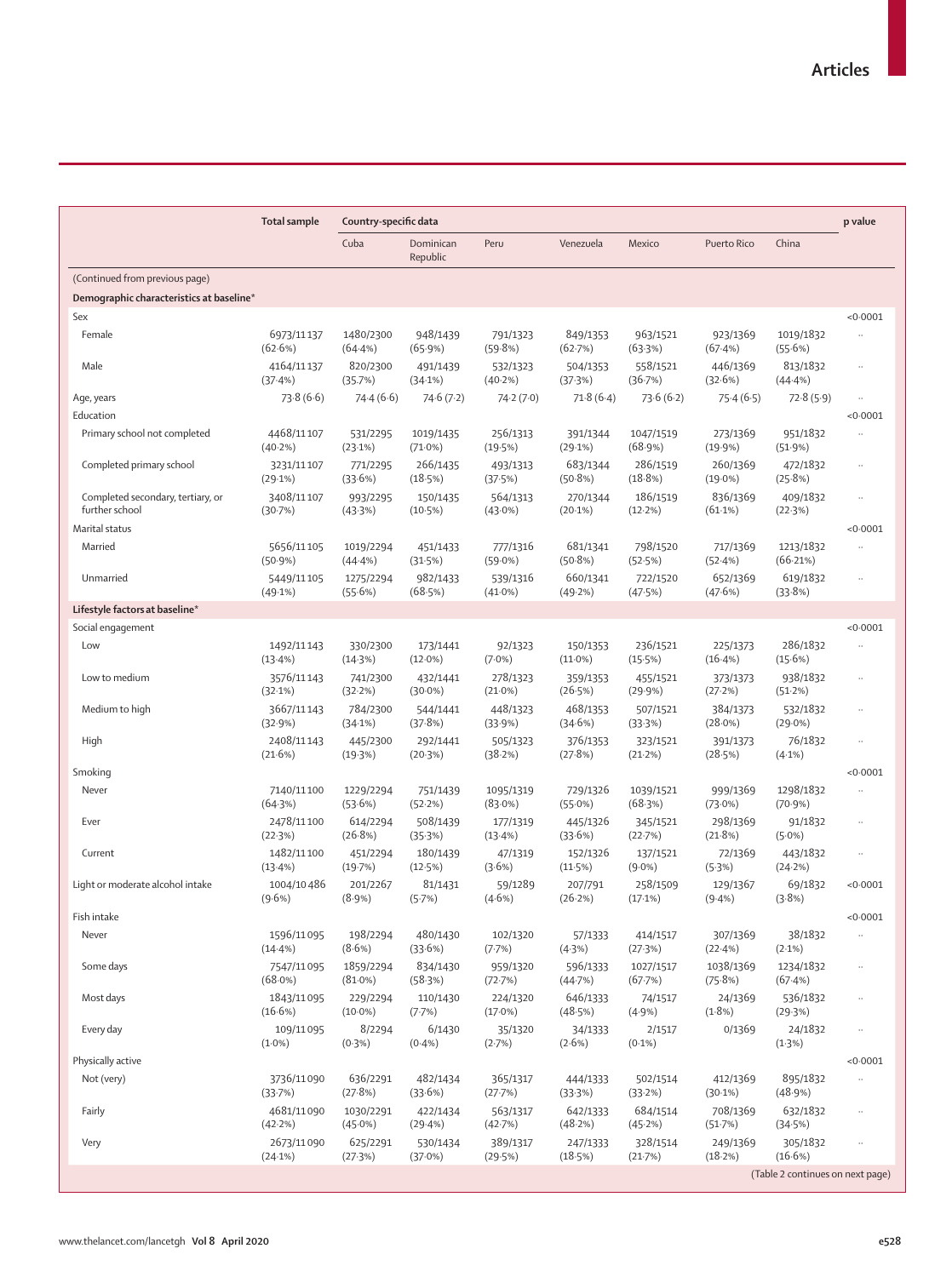| | Total sample | Country-specific data | | | | | | | p value |
|---|---|---|---|---|---|---|---|---|---|
| | | Cuba | Dominican Republic | Peru | Venezuela | Mexico | Puerto Rico | China | |
| (Continued from previous page) | | | | | | | | | |
| **Demographic characteristics at baseline*** | | | | | | | | | |
| Sex | | | | | | | | | <0·0001 |
| Female | 6973/11 137 (62·6%) | 1480/2300 (64·4%) | 948/1439 (65·9%) | 791/1323 (59·8%) | 849/1353 (62·7%) | 963/1521 (63·3%) | 923/1369 (67·4%) | 1019/1832 (55·6%) | .. |
| Male | 4164/11 137 (37·4%) | 820/2300 (35·7%) | 491/1439 (34·1%) | 532/1323 (40·2%) | 504/1353 (37·3%) | 558/1521 (36·7%) | 446/1369 (32·6%) | 813/1832 (44·4%) | .. |
| Age, years | 73·8 (6·6) | 74·4 (6·6) | 74·6 (7·2) | 74·2 (7·0) | 71·8 (6·4) | 73·6 (6·2) | 75·4 (6·5) | 72·8 (5·9) | .. |
| Education | | | | | | | | | <0·0001 |
| Primary school not completed | 4468/11 107 (40·2%) | 531/2295 (23·1%) | 1019/1435 (71·0%) | 256/1313 (19·5%) | 391/1344 (29·1%) | 1047/1519 (68·9%) | 273/1369 (19·9%) | 951/1832 (51·9%) | .. |
| Completed primary school | 3231/11 107 (29·1%) | 771/2295 (33·6%) | 266/1435 (18·5%) | 493/1313 (37·5%) | 683/1344 (50·8%) | 286/1519 (18·8%) | 260/1369 (19·0%) | 472/1832 (25·8%) | .. |
| Completed secondary, tertiary, or further school | 3408/11 107 (30·7%) | 993/2295 (43·3%) | 150/1435 (10·5%) | 564/1313 (43·0%) | 270/1344 (20·1%) | 186/1519 (12·2%) | 836/1369 (61·1%) | 409/1832 (22·3%) | .. |
| Marital status | | | | | | | | | <0·0001 |
| Married | 5656/11 105 (50·9%) | 1019/2294 (44·4%) | 451/1433 (31·5%) | 777/1316 (59·0%) | 681/1341 (50·8%) | 798/1520 (52·5%) | 717/1369 (52·4%) | 1213/1832 (66·21%) | .. |
| Unmarried | 5449/11 105 (49·1%) | 1275/2294 (55·6%) | 982/1433 (68·5%) | 539/1316 (41·0%) | 660/1341 (49·2%) | 722/1520 (47·5%) | 652/1369 (47·6%) | 619/1832 (33·8%) | .. |
| **Lifestyle factors at baseline*** | | | | | | | | | |
| Social engagement | | | | | | | | | <0·0001 |
| Low | 1492/11 143 (13·4%) | 330/2300 (14·3%) | 173/1441 (12·0%) | 92/1323 (7·0%) | 150/1353 (11·0%) | 236/1521 (15·5%) | 225/1373 (16·4%) | 286/1832 (15·6%) | .. |
| Low to medium | 3576/11 143 (32·1%) | 741/2300 (32·2%) | 432/1441 (30·0%) | 278/1323 (21·0%) | 359/1353 (26·5%) | 455/1521 (29·9%) | 373/1373 (27·2%) | 938/1832 (51·2%) | .. |
| Medium to high | 3667/11 143 (32·9%) | 784/2300 (34·1%) | 544/1441 (37·8%) | 448/1323 (33·9%) | 468/1353 (34·6%) | 507/1521 (33·3%) | 384/1373 (28·0%) | 532/1832 (29·0%) | .. |
| High | 2408/11 143 (21·6%) | 445/2300 (19·3%) | 292/1441 (20·3%) | 505/1323 (38·2%) | 376/1353 (27·8%) | 323/1521 (21·2%) | 391/1373 (28·5%) | 76/1832 (4·1%) | .. |
| Smoking | | | | | | | | | <0·0001 |
| Never | 7140/11 100 (64·3%) | 1229/2294 (53·6%) | 751/1439 (52·2%) | 1095/1319 (83·0%) | 729/1326 (55·0%) | 1039/1521 (68·3%) | 999/1369 (73·0%) | 1298/1832 (70·9%) | .. |
| Ever | 2478/11 100 (22·3%) | 614/2294 (26·8%) | 508/1439 (35·3%) | 177/1319 (13·4%) | 445/1326 (33·6%) | 345/1521 (22·7%) | 298/1369 (21·8%) | 91/1832 (5·0%) | .. |
| Current | 1482/11 100 (13·4%) | 451/2294 (19·7%) | 180/1439 (12·5%) | 47/1319 (3·6%) | 152/1326 (11·5%) | 137/1521 (9·0%) | 72/1369 (5·3%) | 443/1832 (24·2%) | .. |
| Light or moderate alcohol intake | 1004/10 486 (9·6%) | 201/2267 (8·9%) | 81/1431 (5·7%) | 59/1289 (4·6%) | 207/791 (26·2%) | 258/1509 (17·1%) | 129/1367 (9·4%) | 69/1832 (3·8%) | <0·0001 |
| Fish intake | | | | | | | | | <0·0001 |
| Never | 1596/11 095 (14·4%) | 198/2294 (8·6%) | 480/1430 (33·6%) | 102/1320 (7·7%) | 57/1333 (4·3%) | 414/1517 (27·3%) | 307/1369 (22·4%) | 38/1832 (2·1%) | .. |
| Some days | 7547/11 095 (68·0%) | 1859/2294 (81·0%) | 834/1430 (58·3%) | 959/1320 (72·7%) | 596/1333 (44·7%) | 1027/1517 (67·7%) | 1038/1369 (75·8%) | 1234/1832 (67·4%) | .. |
| Most days | 1843/11 095 (16·6%) | 229/2294 (10·0%) | 110/1430 (7·7%) | 224/1320 (17·0%) | 646/1333 (48·5%) | 74/1517 (4·9%) | 24/1369 (1·8%) | 536/1832 (29·3%) | .. |
| Every day | 109/11 095 (1·0%) | 8/2294 (0·3%) | 6/1430 (0·4%) | 35/1320 (2·7%) | 34/1333 (2·6%) | 2/1517 (0·1%) | 0/1369 | 24/1832 (1·3%) | .. |
| Physically active | | | | | | | | | <0·0001 |
| Not (very) | 3736/11 090 (33·7%) | 636/2291 (27·8%) | 482/1434 (33·6%) | 365/1317 (27·7%) | 444/1333 (33·3%) | 502/1514 (33·2%) | 412/1369 (30·1%) | 895/1832 (48·9%) | .. |
| Fairly | 4681/11 090 (42·2%) | 1030/2291 (45·0%) | 422/1434 (29·4%) | 563/1317 (42·7%) | 642/1333 (48·2%) | 684/1514 (45·2%) | 708/1369 (51·7%) | 632/1832 (34·5%) | .. |
| Very | 2673/11 090 (24·1%) | 625/2291 (27·3%) | 530/1434 (37·0%) | 389/1317 (29·5%) | 247/1333 (18·5%) | 328/1514 (21·7%) | 249/1369 (18·2%) | 305/1832 (16·6%) | .. |

(Table 2 continues on next page)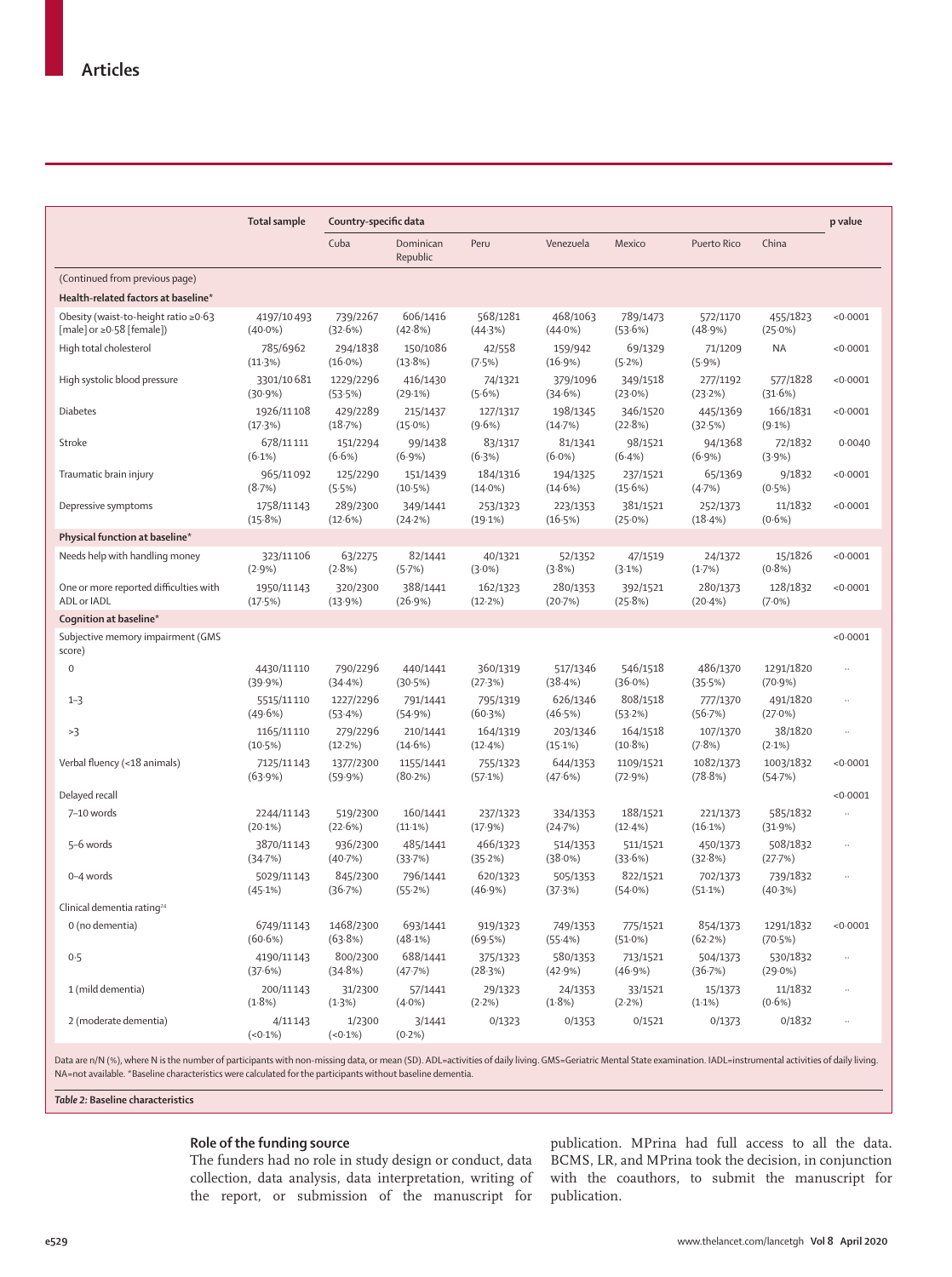| | Total sample | Country-specific data | | | | | | | p value |
|---|---|---|---|---|---|---|---|---|---|
| | | Cuba | Dominican Republic | Peru | Venezuela | Mexico | Puerto Rico | China | |
| (Continued from previous page) | | | | | | | | | |
| **Health-related factors at baseline*** | | | | | | | | | |
| Obesity (waist-to-height ratio ≥0·63 [male] or ≥0·58 [female]) | 4197/10 493 (40·0%) | 739/2267 (32·6%) | 606/1416 (42·8%) | 568/1281 (44·3%) | 468/1063 (44·0%) | 789/1473 (53·6%) | 572/1170 (48·9%) | 455/1823 (25·0%) | <0·0001 |
| High total cholesterol | 785/6962 (11·3%) | 294/1838 (16·0%) | 150/1086 (13·8%) | 42/558 (7·5%) | 159/942 (16·9%) | 69/1329 (5·2%) | 71/1209 (5·9%) | NA | <0·0001 |
| High systolic blood pressure | 3301/10 681 (30·9%) | 1229/2296 (53·5%) | 416/1430 (29·1%) | 74/1321 (5·6%) | 379/1096 (34·6%) | 349/1518 (23·0%) | 277/1192 (23·2%) | 577/1828 (31·6%) | <0·0001 |
| Diabetes | 1926/11 108 (17·3%) | 429/2289 (18·7%) | 215/1437 (15·0%) | 127/1317 (9·6%) | 198/1345 (14·7%) | 346/1520 (22·8%) | 445/1369 (32·5%) | 166/1831 (9·1%) | <0·0001 |
| Stroke | 678/11 111 (6·1%) | 151/2294 (6·6%) | 99/1438 (6·9%) | 83/1317 (6·3%) | 81/1341 (6·0%) | 98/1521 (6·4%) | 94/1368 (6·9%) | 72/1832 (3·9%) | 0·0040 |
| Traumatic brain injury | 965/11 092 (8·7%) | 125/2290 (5·5%) | 151/1439 (10·5%) | 184/1316 (14·0%) | 194/1325 (14·6%) | 237/1521 (15·6%) | 65/1369 (4·7%) | 9/1832 (0·5%) | <0·0001 |
| Depressive symptoms | 1758/11 143 (15·8%) | 289/2300 (12·6%) | 349/1441 (24·2%) | 253/1323 (19·1%) | 223/1353 (16·5%) | 381/1521 (25·0%) | 252/1373 (18·4%) | 11/1832 (0·6%) | <0·0001 |
| **Physical function at baseline*** | | | | | | | | | |
| Needs help with handling money | 323/11 106 (2·9%) | 63/2275 (2·8%) | 82/1441 (5·7%) | 40/1321 (3·0%) | 52/1352 (3·8%) | 47/1519 (3·1%) | 24/1372 (1·7%) | 15/1826 (0·8%) | <0·0001 |
| One or more reported difficulties with ADL or IADL | 1950/11 143 (17·5%) | 320/2300 (13·9%) | 388/1441 (26·9%) | 162/1323 (12·2%) | 280/1353 (20·7%) | 392/1521 (25·8%) | 280/1373 (20·4%) | 128/1832 (7·0%) | <0·0001 |
| **Cognition at baseline*** | | | | | | | | | |
| Subjective memory impairment (GMS score) | | | | | | | | | <0·0001 |
| 0 | 4430/11 110 (39·9%) | 790/2296 (34·4%) | 440/1441 (30·5%) | 360/1319 (27·3%) | 517/1346 (38·4%) | 546/1518 (36·0%) | 486/1370 (35·5%) | 1291/1820 (70·9%) | .. |
| 1–3 | 5515/11 110 (49·6%) | 1227/2296 (53·4%) | 791/1441 (54·9%) | 795/1319 (60·3%) | 626/1346 (46·5%) | 808/1518 (53·2%) | 777/1370 (56·7%) | 491/1820 (27·0%) | .. |
| >3 | 1165/11 110 (10·5%) | 279/2296 (12·2%) | 210/1441 (14·6%) | 164/1319 (12·4%) | 203/1346 (15·1%) | 164/1518 (10·8%) | 107/1370 (7·8%) | 38/1820 (2·1%) | .. |
| Verbal fluency (<18 animals) | 7125/11 143 (63·9%) | 1377/2300 (59·9%) | 1155/1441 (80·2%) | 755/1323 (57·1%) | 644/1353 (47·6%) | 1109/1521 (72·9%) | 1082/1373 (78·8%) | 1003/1832 (54·7%) | <0·0001 |
| Delayed recall | | | | | | | | | <0·0001 |
| 7–10 words | 2244/11 143 (20·1%) | 519/2300 (22·6%) | 160/1441 (11·1%) | 237/1323 (17·9%) | 334/1353 (24·7%) | 188/1521 (12·4%) | 221/1373 (16·1%) | 585/1832 (31·9%) | .. |
| 5–6 words | 3870/11 143 (34·7%) | 936/2300 (40·7%) | 485/1441 (33·7%) | 466/1323 (35·2%) | 514/1353 (38·0%) | 511/1521 (33·6%) | 450/1373 (32·8%) | 508/1832 (27·7%) | .. |
| 0–4 words | 5029/11 143 (45·1%) | 845/2300 (36·7%) | 796/1441 (55·2%) | 620/1323 (46·9%) | 505/1353 (37·3%) | 822/1521 (54·0%) | 702/1373 (51·1%) | 739/1832 (40·3%) | .. |
| Clinical dementia rating[24] | | | | | | | | | |
| 0 (no dementia) | 6749/11 143 (60·6%) | 1468/2300 (63·8%) | 693/1441 (48·1%) | 919/1323 (69·5%) | 749/1353 (55·4%) | 775/1521 (51·0%) | 854/1373 (62·2%) | 1291/1832 (70·5%) | <0·0001 |
| 0.5 | 4190/11 143 (37·6%) | 800/2300 (34·8%) | 688/1441 (47·7%) | 375/1323 (28·3%) | 580/1353 (42·9%) | 713/1521 (46·9%) | 504/1373 (36·7%) | 530/1832 (29·0%) | .. |
| 1 (mild dementia) | 200/11 143 (1·8%) | 31/2300 (1·3%) | 57/1441 (4·0%) | 29/1323 (2·2%) | 24/1353 (1·8%) | 33/1521 (2·2%) | 15/1373 (1·1%) | 11/1832 (0·6%) | .. |
| 2 (moderate dementia) | 4/11 143 (<0·1%) | 1/2300 (<0·1%) | 3/1441 (0·2%) | 0/1323 | 0/1353 | 0/1521 | 0/1373 | 0/1832 | .. |

Data are n/N (%), where N is the number of participants with non-missing data, or mean (SD). ADL=activities of daily living. GMS=Geriatric Mental State examination. IADL=instrumental activities of daily living. NA=not available. *Baseline characteristics were calculated for the participants without baseline dementia.

*Table 2:* **Baseline characteristics**

## Role of the funding source

The funders had no role in study design or conduct, data collection, data analysis, data interpretation, writing of the report, or submission of the manuscript for publication. MPrina had full access to all the data. BCMS, LR, and MPrina took the decision, in conjunction with the coauthors, to submit the manuscript for publication.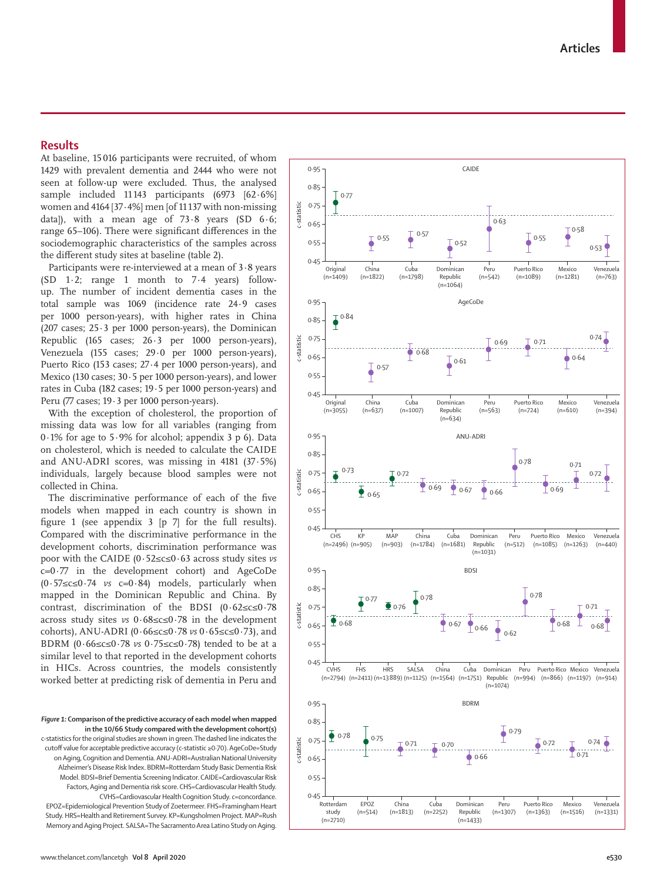## Results

At baseline, 15 016 participants were recruited, of whom 1429 with prevalent dementia and 2444 who were not seen at follow-up were excluded. Thus, the analysed sample included 11 143 participants (6973 [62·6%] women and 4164 [37·4%] men [of 11 137 with non-missing data]), with a mean age of 73·8 years (SD 6·6; range 65–106). There were significant differences in the sociodemographic characteristics of the samples across the different study sites at baseline (table 2).

Participants were re-interviewed at a mean of 3·8 years (SD 1·2; range 1 month to 7·4 years) follow-up. The number of incident dementia cases in the total sample was 1069 (incidence rate 24·9 cases per 1000 person-years), with higher rates in China (207 cases; 25·3 per 1000 person-years), the Dominican Republic (165 cases; 26·3 per 1000 person-years), Venezuela (155 cases; 29·0 per 1000 person-years), Puerto Rico (153 cases; 27·4 per 1000 person-years), and Mexico (130 cases; 30·5 per 1000 person-years), and lower rates in Cuba (182 cases; 19·5 per 1000 person-years) and Peru (77 cases; 19·3 per 1000 person-years).

With the exception of cholesterol, the proportion of missing data was low for all variables (ranging from 0·1% for age to 5·9% for alcohol; appendix 3 p 6). Data on cholesterol, which is needed to calculate the CAIDE and ANU-ADRI scores, was missing in 4181 (37·5%) individuals, largely because blood samples were not collected in China.

The discriminative performance of each of the five models when mapped in each country is shown in figure 1 (see appendix 3 [p 7] for the full results). Compared with the discriminative performance in the development cohorts, discrimination performance was poor with the CAIDE ($0·52 \leq c \leq 0·63$ across study sites *vs* c=0·77 in the development cohort) and AgeCoDe ($0·57 \leq c \leq 0·74$ *vs* c=0·84) models, particularly when mapped in the Dominican Republic and China. By contrast, discrimination of the BDSI ($0·62 \leq c \leq 0·78$ across study sites *vs* $0·68 \leq c \leq 0·78$ in the development cohorts), ANU-ADRI ($0·66 \leq c \leq 0·78$ *vs* $0·65 \leq c \leq 0·73$), and BDRM ($0·66 \leq c \leq 0·78$ *vs* $0·75 \leq c \leq 0·78$) tended to be at a similar level to that reported in the development cohorts in HICs. Across countries, the models consistently worked better at predicting risk of dementia in Peru and

*Figure 1:* **Comparison of the predictive accuracy of each model when mapped in the 10/66 Study compared with the development cohort(s)**
c-statistics for the original studies are shown in green. The dashed line indicates the cutoff value for acceptable predictive accuracy (c-statistic ≥0·70). AgeCoDe=Study on Aging, Cognition and Dementia. ANU-ADRI=Australian National University Alzheimer's Disease Risk Index. BDRM=Rotterdam Study Basic Dementia Risk Model. BDSI=Brief Dementia Screening Indicator. CAIDE=Cardiovascular Risk Factors, Aging and Dementia risk score. CHS=Cardiovascular Health Study. CVHS=Cardiovascular Health Cognition Study. c=concordance. EPOZ=Epidemiological Prevention Study of Zoetermeer. FHS=Framingham Heart Study. HRS=Health and Retirement Survey. KP=Kungsholmen Project. MAP=Rush Memory and Aging Project. SALSA=The Sacramento Area Latino Study on Aging.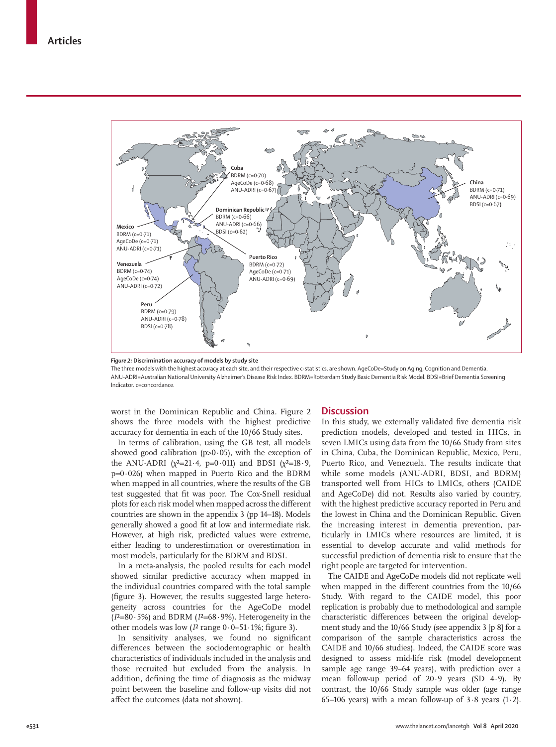Cuba
BDRM (c=0·70)
AgeCoDe (c=0·68)
ANU-ADRI (c=0·67)

China
BDRM (c=0·71)
ANU-ADRI (c=0·69)
BDSI (c=0·67)

Dominican Republic
BDRM (c=0·66)
ANU-ADRI (c=0·66)
BDSI (c=0·62)

Mexico
BDRM (c=0·71)
AgeCoDe (c=0·71)
ANU-ADRI (c=0·71)

Venezuela
BDRM (c=0·74)
AgeCoDe (c=0·74)
ANU-ADRI (c=0·72)

Puerto Rico
BDRM (c=0·72)
AgeCoDe (c=0·71)
ANU-ADRI (c=0·69)

Peru
BDRM (c=0·79)
ANU-ADRI (c=0·78)
BDSI (c=0·78)

***Figure 2:* Discrimination accuracy of models by study site**

The three models with the highest accuracy at each site, and their respective c-statistics, are shown. AgeCoDe=Study on Aging, Cognition and Dementia. ANU-ADRI=Australian National University Alzheimer's Disease Risk Index. BDRM=Rotterdam Study Basic Dementia Risk Model. BDSI=Brief Dementia Screening Indicator. c=concordance.

worst in the Dominican Republic and China. Figure 2 shows the three models with the highest predictive accuracy for dementia in each of the 10/66 Study sites.

In terms of calibration, using the GB test, all models showed good calibration ($p>0·05$), with the exception of the ANU-ADRI ($\chi^2=21·4$, $p=0·011$) and BDSI ($\chi^2=18·9$, $p=0·026$) when mapped in Puerto Rico and the BDRM when mapped in all countries, where the results of the GB test suggested that fit was poor. The Cox-Snell residual plots for each risk model when mapped across the different countries are shown in the appendix 3 (pp 14–18). Models generally showed a good fit at low and intermediate risk. However, at high risk, predicted values were extreme, either leading to underestimation or overestimation in most models, particularly for the BDRM and BDSI.

In a meta-analysis, the pooled results for each model showed similar predictive accuracy when mapped in the individual countries compared with the total sample (figure 3). However, the results suggested large heterogeneity across countries for the AgeCoDe model ($I^2=80·5\%$) and BDRM ($I^2=68·9\%$). Heterogeneity in the other models was low ($I^2$ range 0·0–51·1%; figure 3).

In sensitivity analyses, we found no significant differences between the sociodemographic or health characteristics of individuals included in the analysis and those recruited but excluded from the analysis. In addition, defining the time of diagnosis as the midway point between the baseline and follow-up visits did not affect the outcomes (data not shown).

## Discussion

In this study, we externally validated five dementia risk prediction models, developed and tested in HICs, in seven LMICs using data from the 10/66 Study from sites in China, Cuba, the Dominican Republic, Mexico, Peru, Puerto Rico, and Venezuela. The results indicate that while some models (ANU-ADRI, BDSI, and BDRM) transported well from HICs to LMICs, others (CAIDE and AgeCoDe) did not. Results also varied by country, with the highest predictive accuracy reported in Peru and the lowest in China and the Dominican Republic. Given the increasing interest in dementia prevention, particularly in LMICs where resources are limited, it is essential to develop accurate and valid methods for successful prediction of dementia risk to ensure that the right people are targeted for intervention.

The CAIDE and AgeCoDe models did not replicate well when mapped in the different countries from the 10/66 Study. With regard to the CAIDE model, this poor replication is probably due to methodological and sample characteristic differences between the original development study and the 10/66 Study (see appendix 3 [p 8] for a comparison of the sample characteristics across the CAIDE and 10/66 studies). Indeed, the CAIDE score was designed to assess mid-life risk (model development sample age range 39–64 years), with prediction over a mean follow-up period of 20·9 years (SD 4·9). By contrast, the 10/66 Study sample was older (age range 65–106 years) with a mean follow-up of 3·8 years (1·2).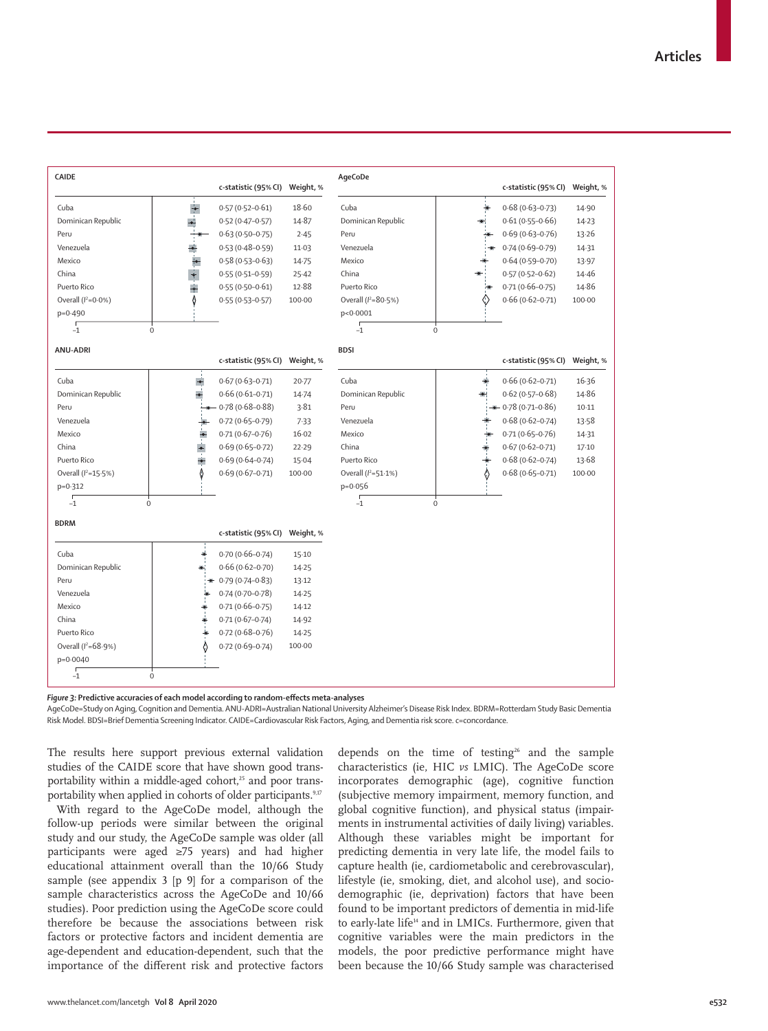| CAIDE | c-statistic (95% CI) | Weight, % |
|---|---|---|
| Cuba | 0·57 (0·52–0·61) | 18·60 |
| Dominican Republic | 0·52 (0·47–0·57) | 14·87 |
| Peru | 0·63 (0·50–0·75) | 2·45 |
| Venezuela | 0·53 (0·48–0·59) | 11·03 |
| Mexico | 0·58 (0·53–0·63) | 14·75 |
| China | 0·55 (0·51–0·59) | 25·42 |
| Puerto Rico | 0·55 (0·50–0·61) | 12·88 |
| Overall ($I^2$=0·0%) | 0·55 (0·53–0·57) | 100·00 |
| p=0·490 | | |

| AgeCoDe | c-statistic (95% CI) | Weight, % |
|---|---|---|
| Cuba | 0·68 (0·63–0·73) | 14·90 |
| Dominican Republic | 0·61 (0·55–0·66) | 14·23 |
| Peru | 0·69 (0·63–0·76) | 13·26 |
| Venezuela | 0·74 (0·69–0·79) | 14·31 |
| Mexico | 0·64 (0·59–0·70) | 13·97 |
| China | 0·57 (0·52–0·62) | 14·46 |
| Puerto Rico | 0·71 (0·66–0·75) | 14·86 |
| Overall ($I^2$=80·5%) | 0·66 (0·62–0·71) | 100·00 |
| p<0·0001 | | |

| ANU-ADRI | c-statistic (95% CI) | Weight, % |
|---|---|---|
| Cuba | 0·67 (0·63–0·71) | 20·77 |
| Dominican Republic | 0·66 (0·61–0·71) | 14·74 |
| Peru | 0·78 (0·68–0·88) | 3·81 |
| Venezuela | 0·72 (0·65–0·79) | 7·33 |
| Mexico | 0·71 (0·67–0·76) | 16·02 |
| China | 0·69 (0·65–0·72) | 22·29 |
| Puerto Rico | 0·69 (0·64–0·74) | 15·04 |
| Overall ($I^2$=15·5%) | 0·69 (0·67–0·71) | 100·00 |
| p=0·312 | | |

| BDSI | c-statistic (95% CI) | Weight, % |
|---|---|---|
| Cuba | 0·66 (0·62–0·71) | 16·36 |
| Dominican Republic | 0·62 (0·57–0·68) | 14·86 |
| Peru | 0·78 (0·71–0·86) | 10·11 |
| Venezuela | 0·68 (0·62–0·74) | 13·58 |
| Mexico | 0·71 (0·65–0·76) | 14·31 |
| China | 0·67 (0·62–0·71) | 17·10 |
| Puerto Rico | 0·68 (0·62–0·74) | 13·68 |
| Overall ($I^2$=51·1%) | 0·68 (0·65–0·71) | 100·00 |
| p=0·056 | | |

| BDRM | c-statistic (95% CI) | Weight, % |
|---|---|---|
| Cuba | 0·70 (0·66–0·74) | 15·10 |
| Dominican Republic | 0·66 (0·62–0·70) | 14·25 |
| Peru | 0·79 (0·74–0·83) | 13·12 |
| Venezuela | 0·74 (0·70–0·78) | 14·25 |
| Mexico | 0·71 (0·66–0·75) | 14·12 |
| China | 0·71 (0·67–0·74) | 14·92 |
| Puerto Rico | 0·72 (0·68–0·76) | 14·25 |
| Overall ($I^2$=68·9%) | 0·72 (0·69–0·74) | 100·00 |
| p=0·0040 | | |

***Figure 3*: Predictive accuracies of each model according to random-effects meta-analyses**

AgeCoDe=Study on Aging, Cognition and Dementia. ANU-ADRI=Australian National University Alzheimer's Disease Risk Index. BDRM=Rotterdam Study Basic Dementia Risk Model. BDSI=Brief Dementia Screening Indicator. CAIDE=Cardiovascular Risk Factors, Aging, and Dementia risk score. c=concordance.

The results here support previous external validation studies of the CAIDE score that have shown good transportability within a middle-aged cohort,[25] and poor transportability when applied in cohorts of older participants.[9,17]

With regard to the AgeCoDe model, although the follow-up periods were similar between the original study and our study, the AgeCoDe sample was older (all participants were aged ≥75 years) and had higher educational attainment overall than the 10/66 Study sample (see appendix 3 [p 9] for a comparison of the sample characteristics across the AgeCoDe and 10/66 studies). Poor prediction using the AgeCoDe score could therefore be because the associations between risk factors or protective factors and incident dementia are age-dependent and education-dependent, such that the importance of the different risk and protective factors depends on the time of testing[26] and the sample characteristics (ie, HIC *vs* LMIC). The AgeCoDe score incorporates demographic (age), cognitive function (subjective memory impairment, memory function, and global cognitive function), and physical status (impairments in instrumental activities of daily living) variables. Although these variables might be important for predicting dementia in very late life, the model fails to capture health (ie, cardiometabolic and cerebrovascular), lifestyle (ie, smoking, diet, and alcohol use), and sociodemographic (ie, deprivation) factors that have been found to be important predictors of dementia in mid-life to early-late life[14] and in LMICs. Furthermore, given that cognitive variables were the main predictors in the models, the poor predictive performance might have been because the 10/66 Study sample was characterised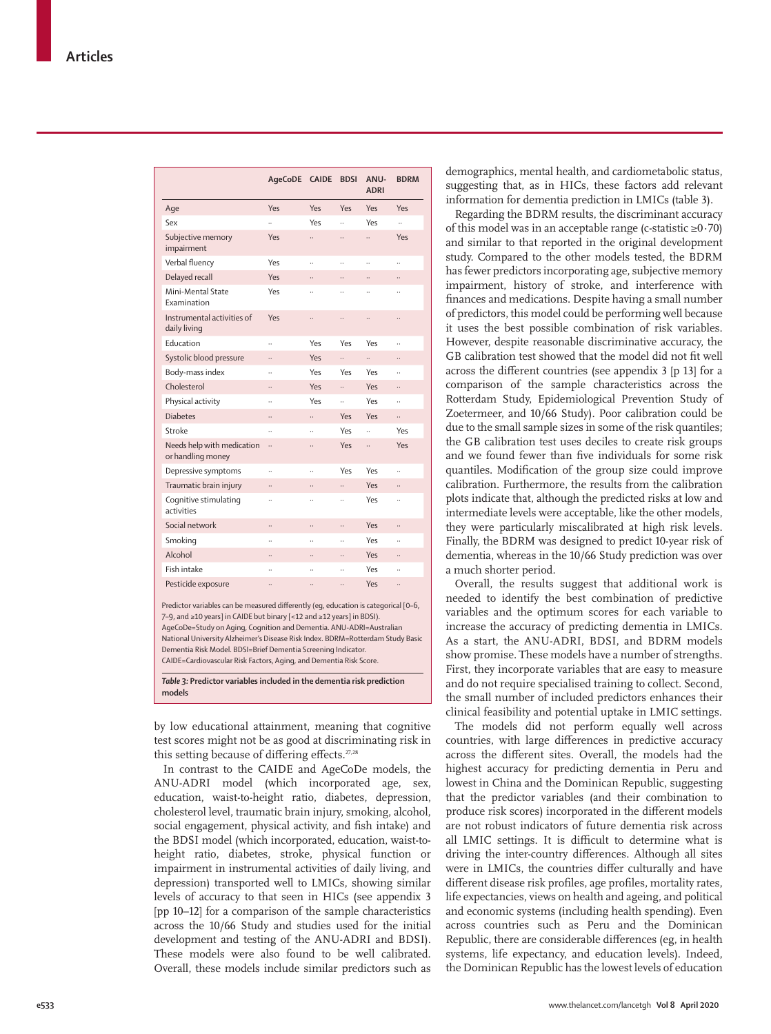| | AgeCoDE | CAIDE | BDSI | ANU-ADRI | BDRM |
|---|---|---|---|---|---|
| Age | Yes | Yes | Yes | Yes | Yes |
| Sex | .. | Yes | .. | Yes | .. |
| Subjective memory impairment | Yes | .. | .. | .. | Yes |
| Verbal fluency | Yes | .. | .. | .. | .. |
| Delayed recall | Yes | .. | .. | .. | .. |
| Mini-Mental State Examination | Yes | .. | .. | .. | .. |
| Instrumental activities of daily living | Yes | .. | .. | .. | .. |
| Education | .. | Yes | Yes | Yes | .. |
| Systolic blood pressure | .. | Yes | .. | .. | .. |
| Body-mass index | .. | Yes | Yes | Yes | .. |
| Cholesterol | .. | Yes | .. | Yes | .. |
| Physical activity | .. | Yes | .. | Yes | .. |
| Diabetes | .. | .. | Yes | Yes | .. |
| Stroke | .. | .. | Yes | .. | Yes |
| Needs help with medication or handling money | .. | .. | Yes | .. | Yes |
| Depressive symptoms | .. | .. | Yes | Yes | .. |
| Traumatic brain injury | .. | .. | .. | Yes | .. |
| Cognitive stimulating activities | .. | .. | .. | Yes | .. |
| Social network | .. | .. | .. | Yes | .. |
| Smoking | .. | .. | .. | Yes | .. |
| Alcohol | .. | .. | .. | Yes | .. |
| Fish intake | .. | .. | .. | Yes | .. |
| Pesticide exposure | .. | .. | .. | Yes | .. |

Predictor variables can be measured differently (eg, education is categorical [0–6, 7–9, and ≥10 years] in CAIDE but binary [<12 and ≥12 years] in BDSI). AgeCoDe=Study on Aging, Cognition and Dementia. ANU-ADRI=Australian National University Alzheimer's Disease Risk Index. BDRM=Rotterdam Study Basic Dementia Risk Model. BDSI=Brief Dementia Screening Indicator. CAIDE=Cardiovascular Risk Factors, Aging, and Dementia Risk Score.

***Table 3:* Predictor variables included in the dementia risk prediction models**

by low educational attainment, meaning that cognitive test scores might not be as good at discriminating risk in this setting because of differing effects.[27,28]

In contrast to the CAIDE and AgeCoDe models, the ANU-ADRI model (which incorporated age, sex, education, waist-to-height ratio, diabetes, depression, cholesterol level, traumatic brain injury, smoking, alcohol, social engagement, physical activity, and fish intake) and the BDSI model (which incorporated, education, waist-to-height ratio, diabetes, stroke, physical function or impairment in instrumental activities of daily living, and depression) transported well to LMICs, showing similar levels of accuracy to that seen in HICs (see appendix 3 [pp 10–12] for a comparison of the sample characteristics across the 10/66 Study and studies used for the initial development and testing of the ANU-ADRI and BDSI). These models were also found to be well calibrated. Overall, these models include similar predictors such as demographics, mental health, and cardiometabolic status, suggesting that, as in HICs, these factors add relevant information for dementia prediction in LMICs (table 3).

Regarding the BDRM results, the discriminant accuracy of this model was in an acceptable range (c-statistic ≥0·70) and similar to that reported in the original development study. Compared to the other models tested, the BDRM has fewer predictors incorporating age, subjective memory impairment, history of stroke, and interference with finances and medications. Despite having a small number of predictors, this model could be performing well because it uses the best possible combination of risk variables. However, despite reasonable discriminative accuracy, the GB calibration test showed that the model did not fit well across the different countries (see appendix 3 [p 13] for a comparison of the sample characteristics across the Rotterdam Study, Epidemiological Prevention Study of Zoetermeer, and 10/66 Study). Poor calibration could be due to the small sample sizes in some of the risk quantiles; the GB calibration test uses deciles to create risk groups and we found fewer than five individuals for some risk quantiles. Modification of the group size could improve calibration. Furthermore, the results from the calibration plots indicate that, although the predicted risks at low and intermediate levels were acceptable, like the other models, they were particularly miscalibrated at high risk levels. Finally, the BDRM was designed to predict 10-year risk of dementia, whereas in the 10/66 Study prediction was over a much shorter period.

Overall, the results suggest that additional work is needed to identify the best combination of predictive variables and the optimum scores for each variable to increase the accuracy of predicting dementia in LMICs. As a start, the ANU-ADRI, BDSI, and BDRM models show promise. These models have a number of strengths. First, they incorporate variables that are easy to measure and do not require specialised training to collect. Second, the small number of included predictors enhances their clinical feasibility and potential uptake in LMIC settings.

The models did not perform equally well across countries, with large differences in predictive accuracy across the different sites. Overall, the models had the highest accuracy for predicting dementia in Peru and lowest in China and the Dominican Republic, suggesting that the predictor variables (and their combination to produce risk scores) incorporated in the different models are not robust indicators of future dementia risk across all LMIC settings. It is difficult to determine what is driving the inter-country differences. Although all sites were in LMICs, the countries differ culturally and have different disease risk profiles, age profiles, mortality rates, life expectancies, views on health and ageing, and political and economic systems (including health spending). Even across countries such as Peru and the Dominican Republic, there are considerable differences (eg, in health systems, life expectancy, and education levels). Indeed, the Dominican Republic has the lowest levels of education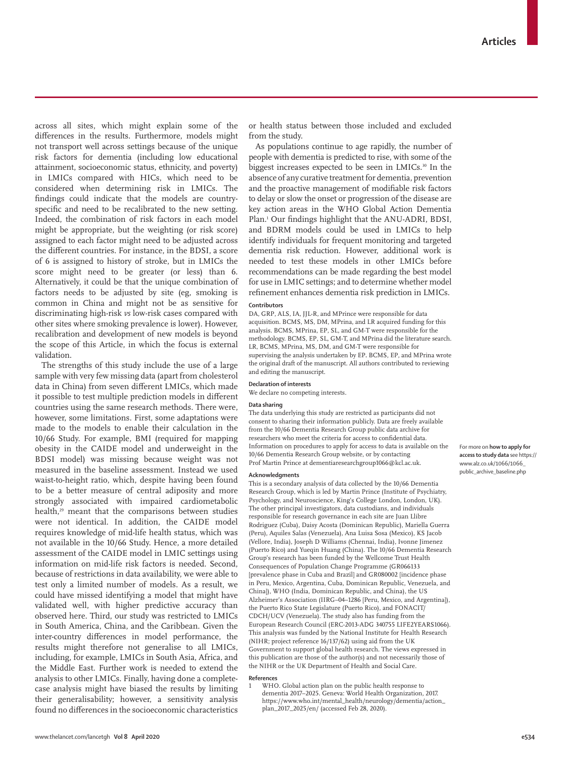across all sites, which might explain some of the differences in the results. Furthermore, models might not transport well across settings because of the unique risk factors for dementia (including low educational attainment, socioeconomic status, ethnicity, and poverty) in LMICs compared with HICs, which need to be considered when determining risk in LMICs. The findings could indicate that the models are country-specific and need to be recalibrated to the new setting. Indeed, the combination of risk factors in each model might be appropriate, but the weighting (or risk score) assigned to each factor might need to be adjusted across the different countries. For instance, in the BDSI, a score of 6 is assigned to history of stroke, but in LMICs the score might need to be greater (or less) than 6. Alternatively, it could be that the unique combination of factors needs to be adjusted by site (eg, smoking is common in China and might not be as sensitive for discriminating high-risk *vs* low-risk cases compared with other sites where smoking prevalence is lower). However, recalibration and development of new models is beyond the scope of this Article, in which the focus is external validation.

The strengths of this study include the use of a large sample with very few missing data (apart from cholesterol data in China) from seven different LMICs, which made it possible to test multiple prediction models in different countries using the same research methods. There were, however, some limitations. First, some adaptations were made to the models to enable their calculation in the 10/66 Study. For example, BMI (required for mapping obesity in the CAIDE model and underweight in the BDSI model) was missing because weight was not measured in the baseline assessment. Instead we used waist-to-height ratio, which, despite having been found to be a better measure of central adiposity and more strongly associated with impaired cardiometabolic health,[29] meant that the comparisons between studies were not identical. In addition, the CAIDE model requires knowledge of mid-life health status, which was not available in the 10/66 Study. Hence, a more detailed assessment of the CAIDE model in LMIC settings using information on mid-life risk factors is needed. Second, because of restrictions in data availability, we were able to test only a limited number of models. As a result, we could have missed identifying a model that might have validated well, with higher predictive accuracy than observed here. Third, our study was restricted to LMICs in South America, China, and the Caribbean. Given the inter-country differences in model performance, the results might therefore not generalise to all LMICs, including, for example, LMICs in South Asia, Africa, and the Middle East. Further work is needed to extend the analysis to other LMICs. Finally, having done a complete-case analysis might have biased the results by limiting their generalisability; however, a sensitivity analysis found no differences in the socioeconomic characteristics or health status between those included and excluded from the study.

As populations continue to age rapidly, the number of people with dementia is predicted to rise, with some of the biggest increases expected to be seen in LMICs.[30] In the absence of any curative treatment for dementia, prevention and the proactive management of modifiable risk factors to delay or slow the onset or progression of the disease are key action areas in the WHO Global Action Dementia Plan.[1] Our findings highlight that the ANU-ADRI, BDSI, and BDRM models could be used in LMICs to help identify individuals for frequent monitoring and targeted dementia risk reduction. However, additional work is needed to test these models in other LMICs before recommendations can be made regarding the best model for use in LMIC settings; and to determine whether model refinement enhances dementia risk prediction in LMICs.

#### Contributors

DA, GRP, ALS, IA, JJL-R, and MPrince were responsible for data acquisition. BCMS, MS, DM, MPrina, and LR acquired funding for this analysis. BCMS, MPrina, EP, SL, and GM-T were responsible for the methodology. BCMS, EP, SL, GM-T, and MPrina did the literature search. LR, BCMS, MPrina, MS, DM, and GM-T were responsible for supervising the analysis undertaken by EP. BCMS, EP, and MPrina wrote the original draft of the manuscript. All authors contributed to reviewing and editing the manuscript.

#### Declaration of interests

We declare no competing interests.

#### Data sharing

The data underlying this study are restricted as participants did not consent to sharing their information publicly. Data are freely available from the 10/66 Dementia Research Group public data archive for researchers who meet the criteria for access to confidential data. Information on procedures to apply for access to data is available on the 10/66 Dementia Research Group website, or by contacting Prof Martin Prince at dementiaresearchgroup1066@kcl.ac.uk.

For more on **how to apply for access to study data** see https://www.alz.co.uk/1066/1066_public_archive_baseline.php

#### Acknowledgments

This is a secondary analysis of data collected by the 10/66 Dementia Research Group, which is led by Martin Prince (Institute of Psychiatry, Psychology, and Neuroscience, King's College London, London, UK). The other principal investigators, data custodians, and individuals responsible for research governance in each site are Juan Llibre Rodriguez (Cuba), Daisy Acosta (Dominican Republic), Mariella Guerra (Peru), Aquiles Salas (Venezuela), Ana Luisa Sosa (Mexico), KS Jacob (Vellore, India), Joseph D Williams (Chennai, India), Ivonne Jimenez (Puerto Rico) and Yueqin Huang (China). The 10/66 Dementia Research Group's research has been funded by the Wellcome Trust Health Consequences of Population Change Programme (GR066133 [prevalence phase in Cuba and Brazil] and GR080002 [incidence phase in Peru, Mexico, Argentina, Cuba, Dominican Republic, Venezuela, and China]), WHO (India, Dominican Republic, and China), the US Alzheimer's Association (IIRG–04–1286 [Peru, Mexico, and Argentina]), the Puerto Rico State Legislature (Puerto Rico), and FONACIT/CDCH/UCV (Venezuela). The study also has funding from the European Research Council (ERC-2013-ADG 340755 LIFE2YEARS1066). This analysis was funded by the National Institute for Health Research (NIHR; project reference 16/137/62) using aid from the UK Government to support global health research. The views expressed in this publication are those of the author(s) and not necessarily those of the NIHR or the UK Department of Health and Social Care.

#### References

1 WHO. Global action plan on the public health response to dementia 2017–2025. Geneva: World Health Organization, 2017. https://www.who.int/mental_health/neurology/dementia/action_plan_2017_2025/en/ (accessed Feb 28, 2020).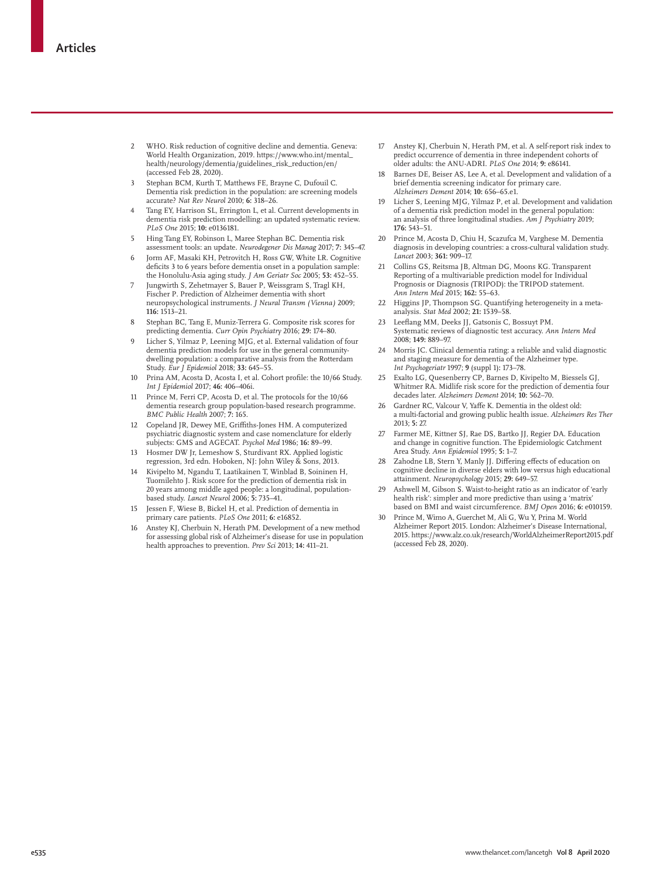2. WHO. Risk reduction of cognitive decline and dementia. Geneva: World Health Organization, 2019. https://www.who.int/mental_health/neurology/dementia/guidelines_risk_reduction/en/ (accessed Feb 28, 2020).
3. Stephan BCM, Kurth T, Matthews FE, Brayne C, Dufouil C. Dementia risk prediction in the population: are screening models accurate? *Nat Rev Neurol* 2010; **6:** 318–26.
4. Tang EY, Harrison SL, Errington L, et al. Current developments in dementia risk prediction modelling: an updated systematic review. *PLoS One* 2015; **10:** e0136181.
5. Hing Tang EY, Robinson L, Maree Stephan BC. Dementia risk assessment tools: an update. *Neurodegener Dis Manag* 2017; **7:** 345–47.
6. Jorm AF, Masaki KH, Petrovitch H, Ross GW, White LR. Cognitive deficits 3 to 6 years before dementia onset in a population sample: the Honolulu-Asia aging study. *J Am Geriatr Soc* 2005; **53:** 452–55.
7. Jungwirth S, Zehetmayer S, Bauer P, Weissgram S, Tragl KH, Fischer P. Prediction of Alzheimer dementia with short neuropsychological instruments. *J Neural Transm (Vienna)* 2009; **116:** 1513–21.
8. Stephan BC, Tang E, Muniz-Terrera G. Composite risk scores for predicting dementia. *Curr Opin Psychiatry* 2016; **29:** 174–80.
9. Licher S, Yilmaz P, Leening MJG, et al. External validation of four dementia prediction models for use in the general community-dwelling population: a comparative analysis from the Rotterdam Study. *Eur J Epidemiol* 2018; **33:** 645–55.
10. Prina AM, Acosta D, Acosta I, et al. Cohort profile: the 10/66 Study. *Int J Epidemiol* 2017; **46:** 406–406i.
11. Prince M, Ferri CP, Acosta D, et al. The protocols for the 10/66 dementia research group population-based research programme. *BMC Public Health* 2007; **7:** 165.
12. Copeland JR, Dewey ME, Griffiths-Jones HM. A computerized psychiatric diagnostic system and case nomenclature for elderly subjects: GMS and AGECAT. *Psychol Med* 1986; **16:** 89–99.
13. Hosmer DW Jr, Lemeshow S, Sturdivant RX. Applied logistic regression, 3rd edn. Hoboken, NJ: John Wiley & Sons, 2013.
14. Kivipelto M, Ngandu T, Laatikainen T, Winblad B, Soininen H, Tuomilehto J. Risk score for the prediction of dementia risk in 20 years among middle aged people: a longitudinal, population-based study. *Lancet Neurol* 2006; **5:** 735–41.
15. Jessen F, Wiese B, Bickel H, et al. Prediction of dementia in primary care patients. *PLoS One* 2011; **6:** e16852.
16. Anstey KJ, Cherbuin N, Herath PM. Development of a new method for assessing global risk of Alzheimer's disease for use in population health approaches to prevention. *Prev Sci* 2013; **14:** 411–21.
17. Anstey KJ, Cherbuin N, Herath PM, et al. A self-report risk index to predict occurrence of dementia in three independent cohorts of older adults: the ANU-ADRI. *PLoS One* 2014; **9:** e86141.
18. Barnes DE, Beiser AS, Lee A, et al. Development and validation of a brief dementia screening indicator for primary care. *Alzheimers Dement* 2014; **10:** 656–65.e1.
19. Licher S, Leening MJG, Yilmaz P, et al. Development and validation of a dementia risk prediction model in the general population: an analysis of three longitudinal studies. *Am J Psychiatry* 2019; **176:** 543–51.
20. Prince M, Acosta D, Chiu H, Scazufca M, Varghese M. Dementia diagnosis in developing countries: a cross-cultural validation study. *Lancet* 2003; **361:** 909–17.
21. Collins GS, Reitsma JB, Altman DG, Moons KG. Transparent Reporting of a multivariable prediction model for Individual Prognosis or Diagnosis (TRIPOD): the TRIPOD statement. *Ann Intern Med* 2015; **162:** 55–63.
22. Higgins JP, Thompson SG. Quantifying heterogeneity in a meta-analysis. *Stat Med* 2002; **21:** 1539–58.
23. Leeflang MM, Deeks JJ, Gatsonis C, Bossuyt PM. Systematic reviews of diagnostic test accuracy. *Ann Intern Med* 2008; **149:** 889–97.
24. Morris JC. Clinical dementia rating: a reliable and valid diagnostic and staging measure for dementia of the Alzheimer type. *Int Psychogeriatr* 1997; **9** (suppl 1)**:** 173–78.
25. Exalto LG, Quesenberry CP, Barnes D, Kivipelto M, Biessels GJ, Whitmer RA. Midlife risk score for the prediction of dementia four decades later. *Alzheimers Dement* 2014; **10:** 562–70.
26. Gardner RC, Valcour V, Yaffe K. Dementia in the oldest old: a multi-factorial and growing public health issue. *Alzheimers Res Ther* 2013; **5:** 27.
27. Farmer ME, Kittner SJ, Rae DS, Bartko JJ, Regier DA. Education and change in cognitive function. The Epidemiologic Catchment Area Study. *Ann Epidemiol* 1995; **5:** 1–7.
28. Zahodne LB, Stern Y, Manly JJ. Differing effects of education on cognitive decline in diverse elders with low versus high educational attainment. *Neuropsychology* 2015; **29:** 649–57.
29. Ashwell M, Gibson S. Waist-to-height ratio as an indicator of 'early health risk': simpler and more predictive than using a 'matrix' based on BMI and waist circumference. *BMJ Open* 2016; **6:** e010159.
30. Prince M, Wimo A, Guerchet M, Ali G, Wu Y, Prina M. World Alzheimer Report 2015. London: Alzheimer's Disease International, 2015. https://www.alz.co.uk/research/WorldAlzheimerReport2015.pdf (accessed Feb 28, 2020).